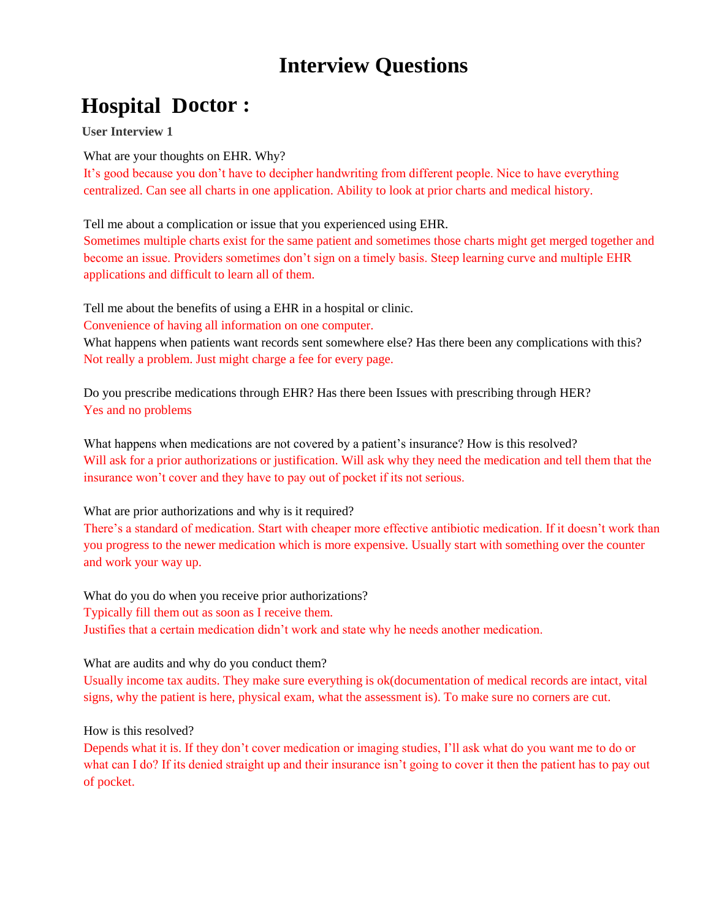# Interview Questions

## Hospital Doctor :

**User Interview 1**

What are your thoughts on EHR. Why?

It's good because you don't have to decipher handwriting from different people. Nice to have everything centralized. Can see all charts in one application. Ability to look at prior charts and medical history.

Tell me about a complication or issue that you experienced using EHR.

Sometimes multiple charts exist for the same patient and sometimes those charts might get merged together and become an issue. Providers sometimes don't sign on a timely basis. Steep learning curve and multiple EHR applications and difficult to learn all of them.

Tell me about the benefits of using a EHR in a hospital or clinic.

Convenience of having all information on one computer.

What happens when patients want records sent somewhere else? Has there been any complications with this?

Not really a problem. Just might charge a fee for every page.

Do you prescribe medications through EHR? Has there been Issues with prescribing through HER?

Yes and no problems

What happens when medications are not covered by a patient's insurance? How is this resolved?

Will ask for a prior authorizations or justification. Will ask why they need the medication and tell them that the insurance won't cover and they have to pay out of pocket if its not serious.

What are prior authorizations and why is it required?

There's a standard of medication. Start with cheaper more effective antibiotic medication. If it doesn't work than you progress to the newer medication which is more expensive. Usually start with something over the counter and work your way up.

What do you do when you receive prior authorizations?

Typically fill them out as soon as I receive them.

Justifies that a certain medication didn't work and state why he needs another medication.

What are audits and why do you conduct them?

Usually income tax audits. They make sure everything is ok(documentation of medical records are intact, vital signs, why the patient is here, physical exam, what the assessment is). To make sure no corners are cut.

How is this resolved?

Depends what it is. If they don't cover medication or imaging studies, I'll ask what do you want me to do or what can I do? If its denied straight up and their insurance isn't going to cover it then the patient has to pay out of pocket.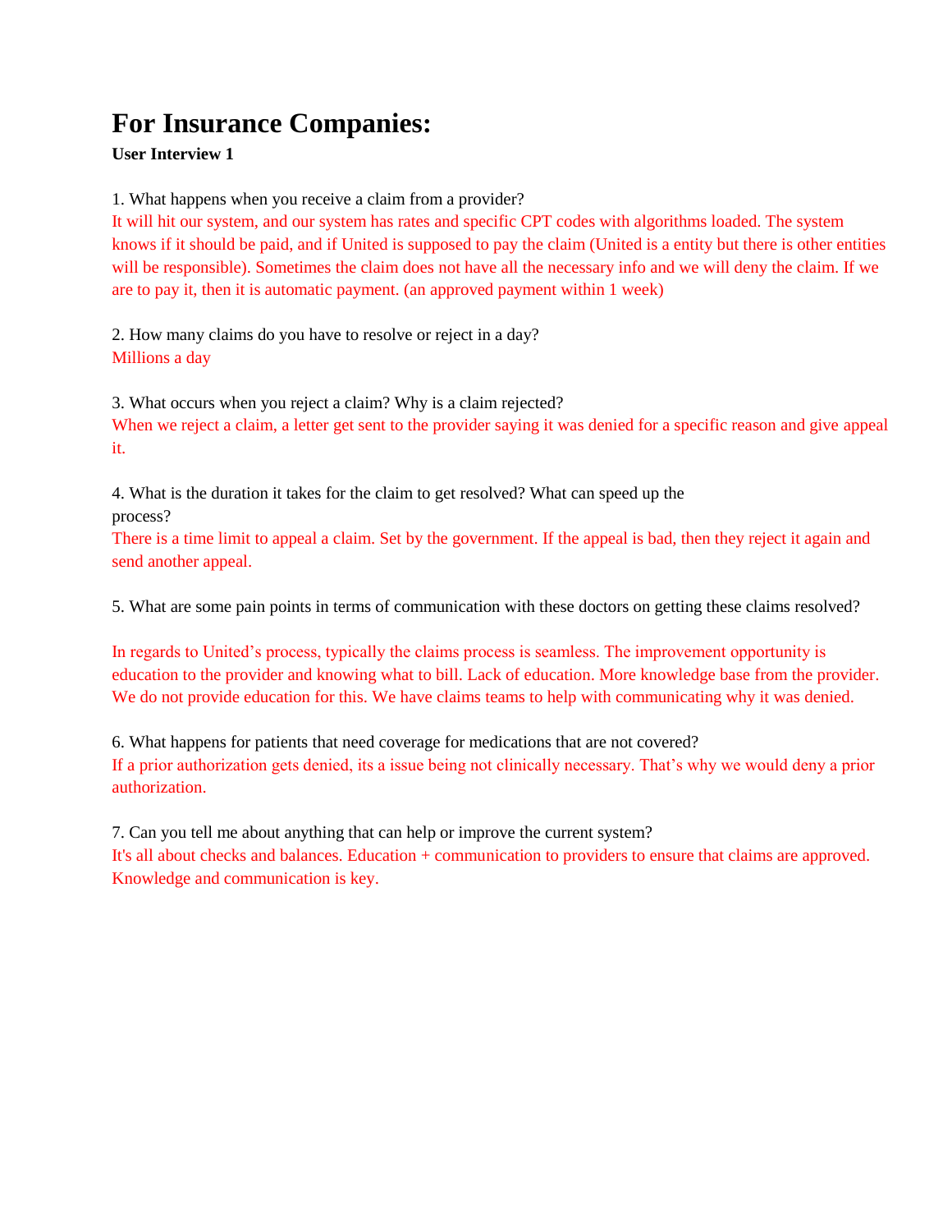# For Insurance Companies:

**User Interview 1**

1. What happens when you receive a claim from a provider?

It will hit our system, and our system has rates and specific CPT codes with algorithms loaded. The system knows if it should be paid, and if United is supposed to pay the claim (United is a entity but there is other entities will be responsible). Sometimes the claim does not have all the necessary info and we will deny the claim. If we are to pay it, then it is automatic payment. (an approved payment within 1 week)

2. How many claims do you have to resolve or reject in a day?

Millions a day

3. What occurs when you reject a claim? Why is a claim rejected?

When we reject a claim, a letter get sent to the provider saying it was denied for a specific reason and give appeal it.

4. What is the duration it takes for the claim to get resolved? What can speed up the process?

There is a time limit to appeal a claim. Set by the government. If the appeal is bad, then they reject it again and send another appeal.

5. What are some pain points in terms of communication with these doctors on getting these claims resolved?

In regards to United's process, typically the claims process is seamless. The improvement opportunity is education to the provider and knowing what to bill. Lack of education. More knowledge base from the provider. We do not provide education for this. We have claims teams to help with communicating why it was denied.

6. What happens for patients that need coverage for medications that are not covered?

If a prior authorization gets denied, its a issue being not clinically necessary. That's why we would deny a prior authorization.

7. Can you tell me about anything that can help or improve the current system?

It's all about checks and balances. Education + communication to providers to ensure that claims are approved. Knowledge and communication is key.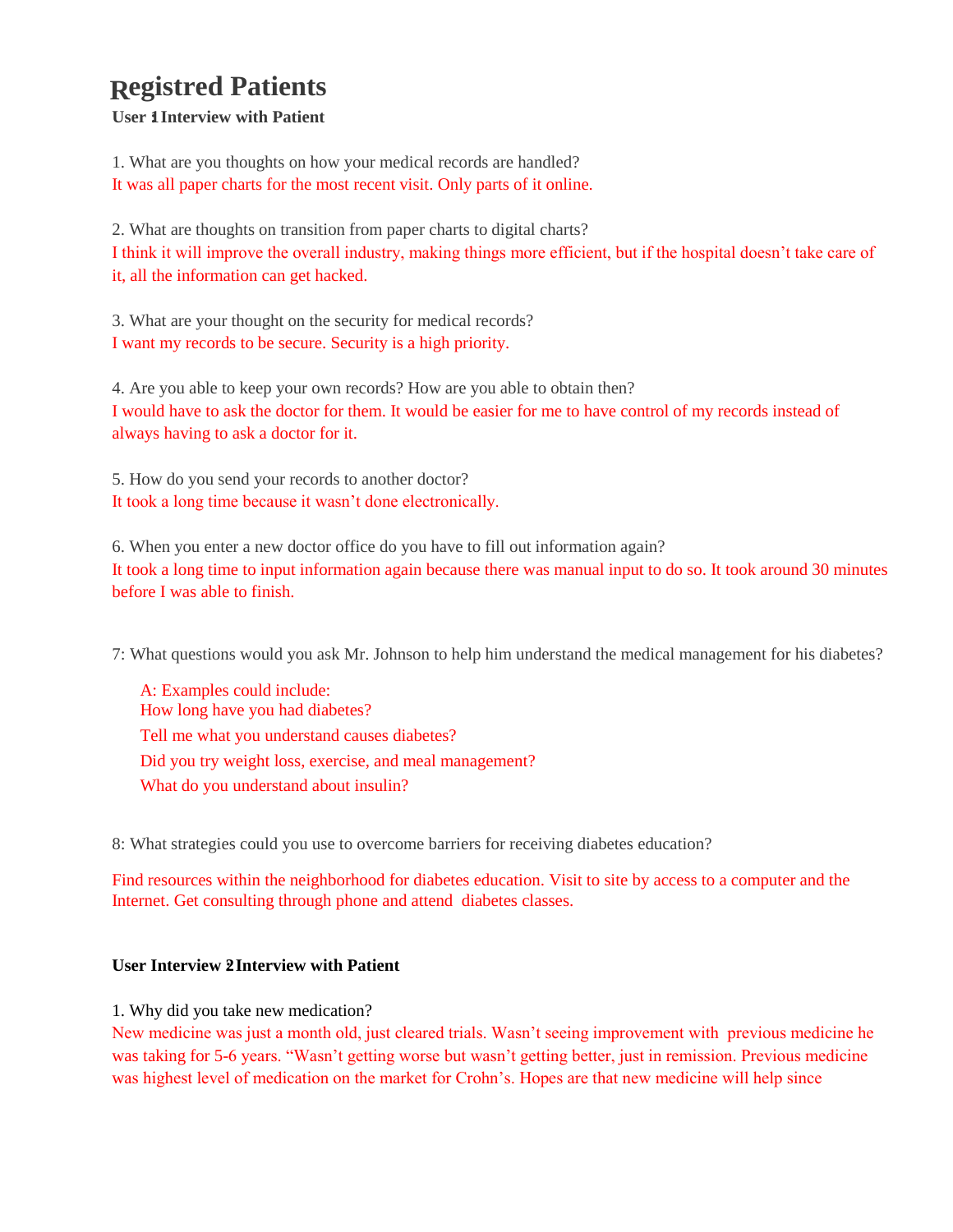# Registred Patients

**User 1 Interview with Patient**

1. What are you thoughts on how your medical records are handled?
It was all paper charts for the most recent visit. Only parts of it online.

2. What are thoughts on transition from paper charts to digital charts?
I think it will improve the overall industry, making things more efficient, but if the hospital doesn't take care of it, all the information can get hacked.

3. What are your thought on the security for medical records?
I want my records to be secure. Security is a high priority.

4. Are you able to keep your own records? How are you able to obtain then?
I would have to ask the doctor for them. It would be easier for me to have control of my records instead of always having to ask a doctor for it.

5. How do you send your records to another doctor?
It took a long time because it wasn't done electronically.

6. When you enter a new doctor office do you have to fill out information again?
It took a long time to input information again because there was manual input to do so. It took around 30 minutes before I was able to finish.

7: What questions would you ask Mr. Johnson to help him understand the medical management for his diabetes?

A: Examples could include:
How long have you had diabetes?
Tell me what you understand causes diabetes?
Did you try weight loss, exercise, and meal management?
What do you understand about insulin?

8: What strategies could you use to overcome barriers for receiving diabetes education?

Find resources within the neighborhood for diabetes education. Visit to site by access to a computer and the Internet. Get consulting through phone and attend diabetes classes.

**User Interview 2 Interview with Patient**

1. Why did you take new medication?
New medicine was just a month old, just cleared trials. Wasn't seeing improvement with previous medicine he was taking for 5-6 years. "Wasn't getting worse but wasn't getting better, just in remission. Previous medicine was highest level of medication on the market for Crohn's. Hopes are that new medicine will help since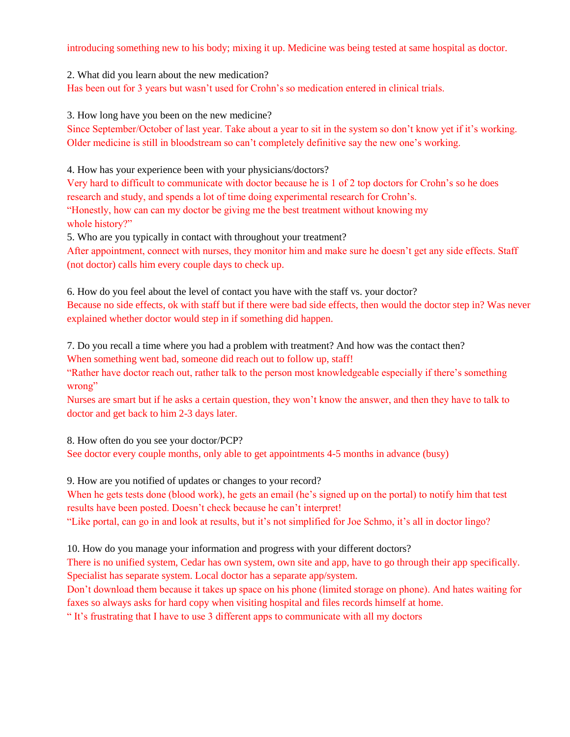introducing something new to his body; mixing it up. Medicine was being tested at same hospital as doctor.

2. What did you learn about the new medication?
Has been out for 3 years but wasn't used for Crohn's so medication entered in clinical trials.

3. How long have you been on the new medicine?
Since September/October of last year. Take about a year to sit in the system so don't know yet if it's working. Older medicine is still in bloodstream so can't completely definitive say the new one's working.

4. How has your experience been with your physicians/doctors?
Very hard to difficult to communicate with doctor because he is 1 of 2 top doctors for Crohn's so he does research and study, and spends a lot of time doing experimental research for Crohn's.
"Honestly, how can can my doctor be giving me the best treatment without knowing my whole history?"

5. Who are you typically in contact with throughout your treatment?
After appointment, connect with nurses, they monitor him and make sure he doesn't get any side effects. Staff (not doctor) calls him every couple days to check up.

6. How do you feel about the level of contact you have with the staff vs. your doctor?
Because no side effects, ok with staff but if there were bad side effects, then would the doctor step in? Was never explained whether doctor would step in if something did happen.

7. Do you recall a time where you had a problem with treatment? And how was the contact then?
When something went bad, someone did reach out to follow up, staff!
"Rather have doctor reach out, rather talk to the person most knowledgeable especially if there's something wrong"
Nurses are smart but if he asks a certain question, they won't know the answer, and then they have to talk to doctor and get back to him 2-3 days later.

8. How often do you see your doctor/PCP?
See doctor every couple months, only able to get appointments 4-5 months in advance (busy)

9. How are you notified of updates or changes to your record?
When he gets tests done (blood work), he gets an email (he's signed up on the portal) to notify him that test results have been posted. Doesn't check because he can't interpret!
"Like portal, can go in and look at results, but it's not simplified for Joe Schmo, it's all in doctor lingo?

10. How do you manage your information and progress with your different doctors?
There is no unified system, Cedar has own system, own site and app, have to go through their app specifically. Specialist has separate system. Local doctor has a separate app/system.
Don't download them because it takes up space on his phone (limited storage on phone). And hates waiting for faxes so always asks for hard copy when visiting hospital and files records himself at home.
" It's frustrating that I have to use 3 different apps to communicate with all my doctors